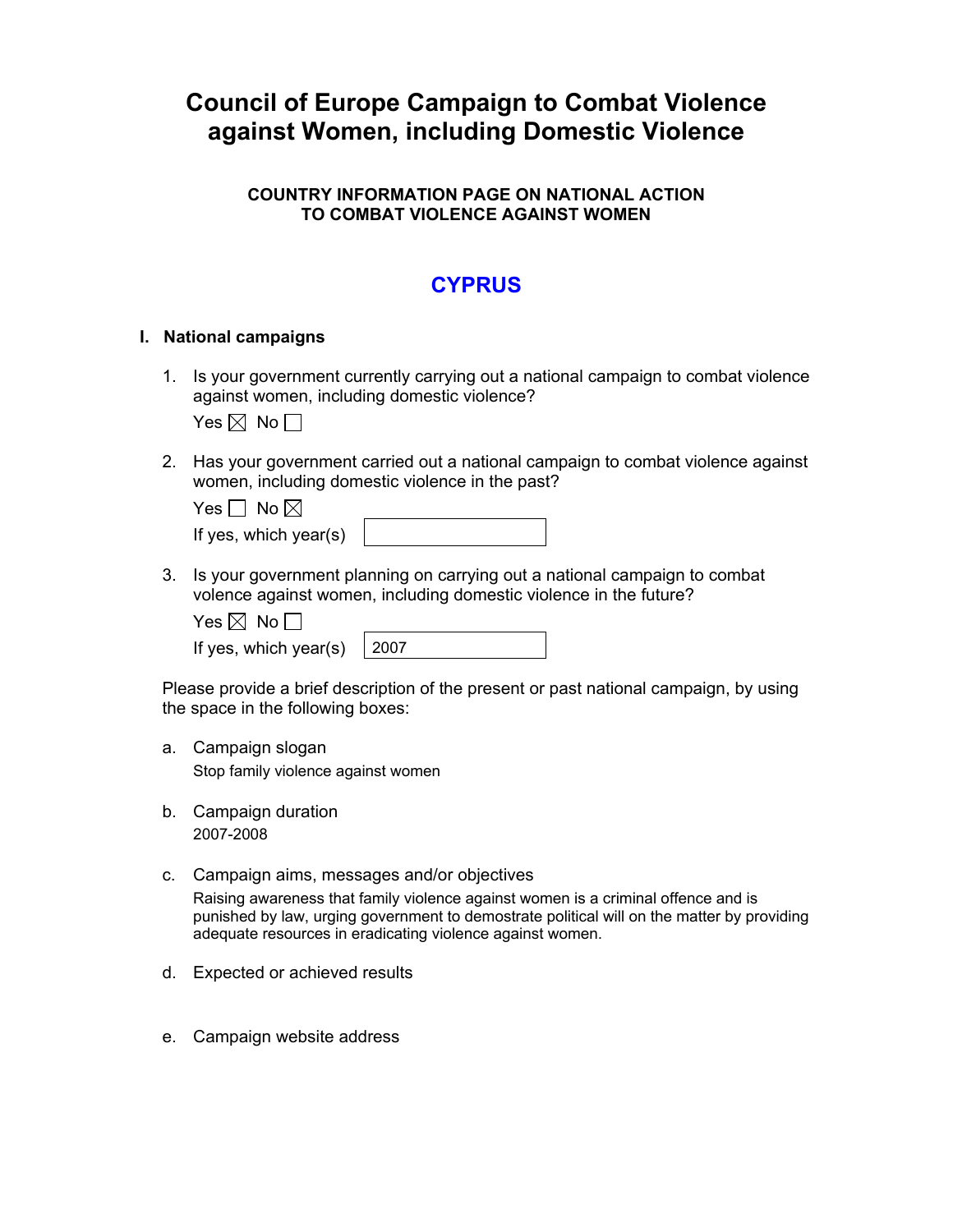# Council of Europe Campaign to Combat Violence against Women, including Domestic Violence

### COUNTRY INFORMATION PAGE ON NATIONAL ACTION TO COMBAT VIOLENCE AGAINST WOMEN

## CYPRUS

### I. National campaigns

1. Is your government currently carrying out a national campaign to combat violence against women, including domestic violence?

   Yes ☒ No ☐

2. Has your government carried out a national campaign to combat violence against women, including domestic violence in the past?

   Yes ☐ No ☒

   If yes, which year(s)

3. Is your government planning on carrying out a national campaign to combat volence against women, including domestic violence in the future?

   Yes ☒ No ☐

   If yes, which year(s) 2007

Please provide a brief description of the present or past national campaign, by using the space in the following boxes:

a. Campaign slogan

   Stop family violence against women

b. Campaign duration

   2007-2008

c. Campaign aims, messages and/or objectives

   Raising awareness that family violence against women is a criminal offence and is punished by law, urging government to demostrate political will on the matter by providing adequate resources in eradicating violence against women.

d. Expected or achieved results

e. Campaign website address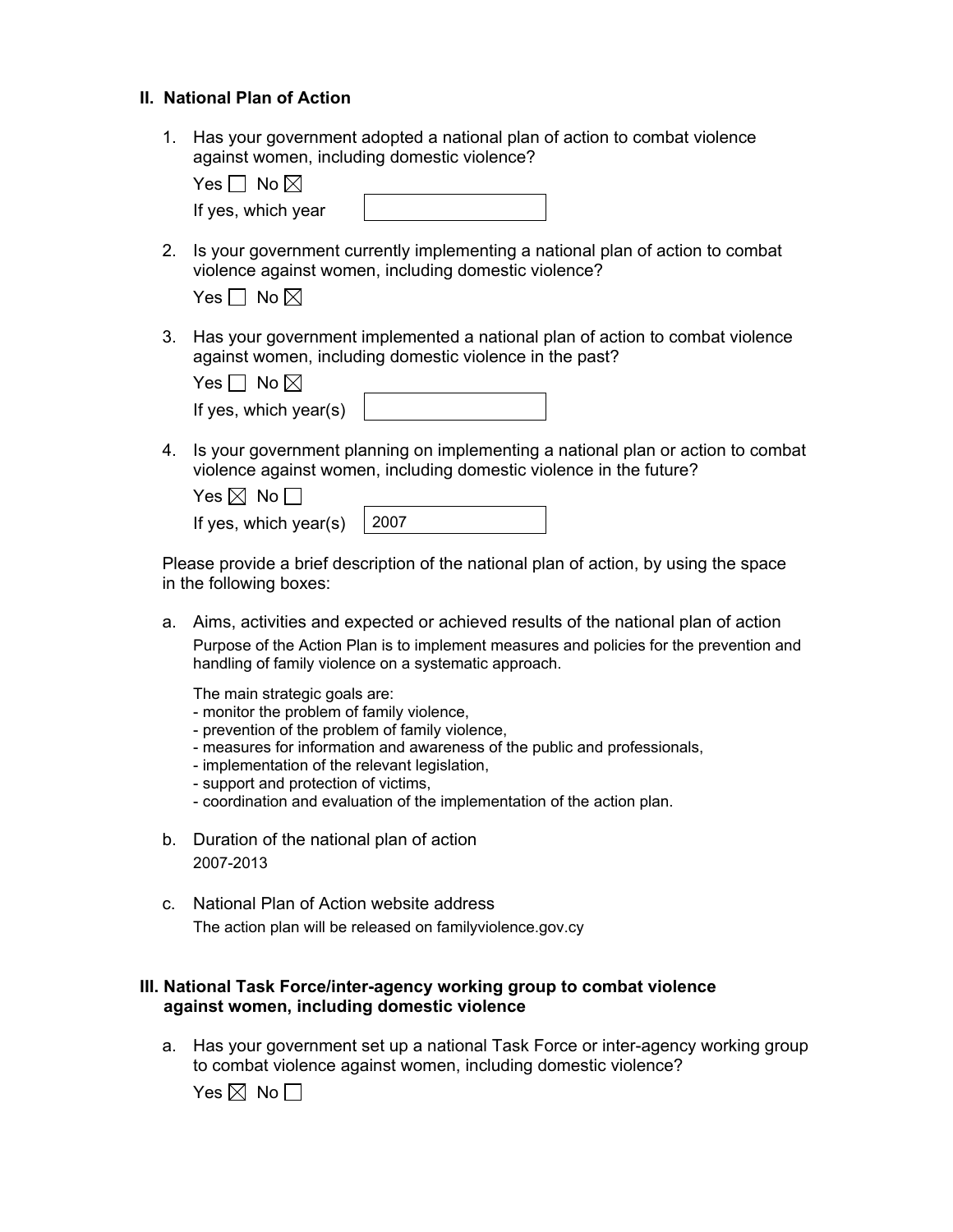## II. National Plan of Action

1. Has your government adopted a national plan of action to combat violence against women, including domestic violence?

   Yes ☐ No ☒

   If yes, which year

2. Is your government currently implementing a national plan of action to combat violence against women, including domestic violence?

   Yes ☐ No ☒

3. Has your government implemented a national plan of action to combat violence against women, including domestic violence in the past?

   Yes ☐ No ☒

   If yes, which year(s)

4. Is your government planning on implementing a national plan or action to combat violence against women, including domestic violence in the future?

   Yes ☒ No ☐

   If yes, which year(s) 2007

Please provide a brief description of the national plan of action, by using the space in the following boxes:

a. Aims, activities and expected or achieved results of the national plan of action

   Purpose of the Action Plan is to implement measures and policies for the prevention and handling of family violence on a systematic approach.

   The main strategic goals are:
   - monitor the problem of family violence,
   - prevention of the problem of family violence,
   - measures for information and awareness of the public and professionals,
   - implementation of the relevant legislation,
   - support and protection of victims,
   - coordination and evaluation of the implementation of the action plan.

b. Duration of the national plan of action

   2007-2013

c. National Plan of Action website address

   The action plan will be released on familyviolence.gov.cy

## III. National Task Force/inter-agency working group to combat violence against women, including domestic violence

a. Has your government set up a national Task Force or inter-agency working group to combat violence against women, including domestic violence?

   Yes ☒ No ☐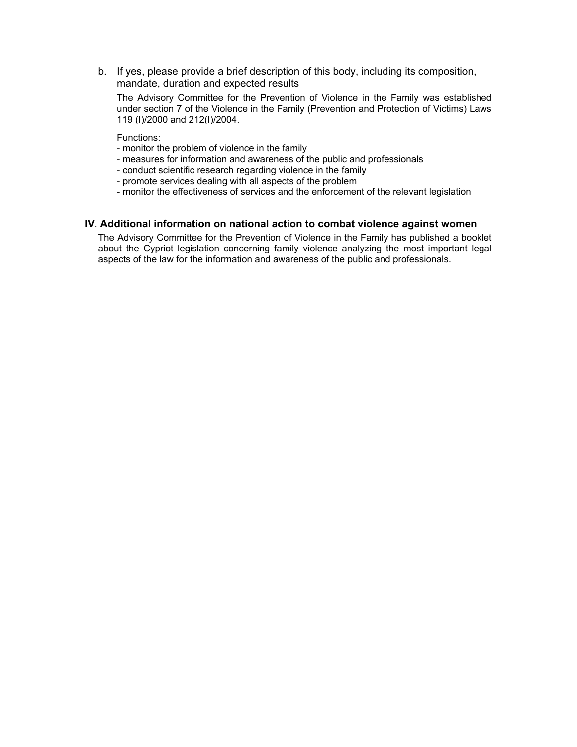b. If yes, please provide a brief description of this body, including its composition, mandate, duration and expected results

   The Advisory Committee for the Prevention of Violence in the Family was established under section 7 of the Violence in the Family (Prevention and Protection of Victims) Laws 119 (I)/2000 and 212(I)/2004.

   Functions:
   - monitor the problem of violence in the family
   - measures for information and awareness of the public and professionals
   - conduct scientific research regarding violence in the family
   - promote services dealing with all aspects of the problem
   - monitor the effectiveness of services and the enforcement of the relevant legislation

## IV. Additional information on national action to combat violence against women

The Advisory Committee for the Prevention of Violence in the Family has published a booklet about the Cypriot legislation concerning family violence analyzing the most important legal aspects of the law for the information and awareness of the public and professionals.